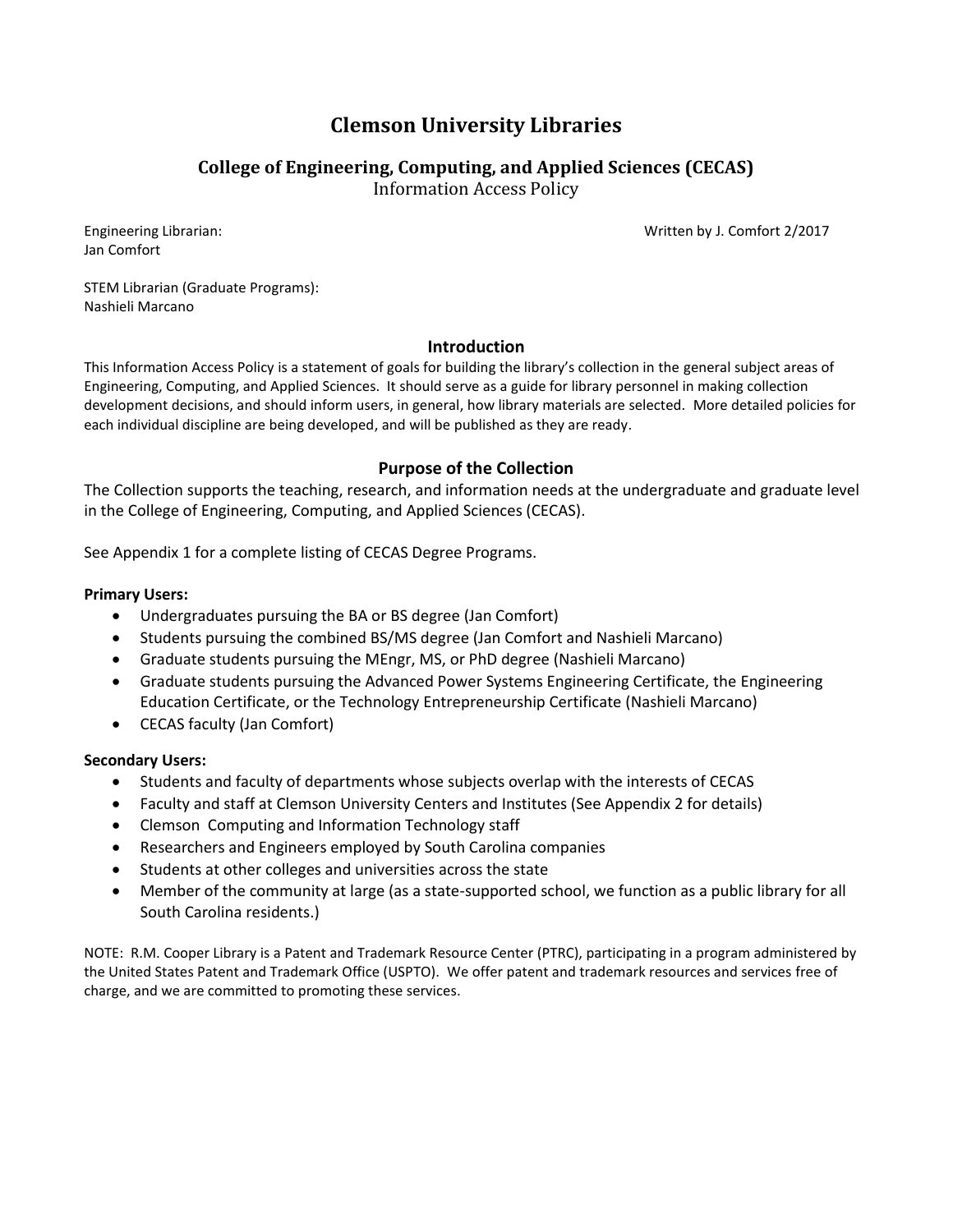# Clemson University Libraries

## College of Engineering, Computing, and Applied Sciences (CECAS)

Information Access Policy

Engineering Librarian:
Jan Comfort

Written by J. Comfort 2/2017

STEM Librarian (Graduate Programs):
Nashieli Marcano

### Introduction

This Information Access Policy is a statement of goals for building the library's collection in the general subject areas of Engineering, Computing, and Applied Sciences. It should serve as a guide for library personnel in making collection development decisions, and should inform users, in general, how library materials are selected. More detailed policies for each individual discipline are being developed, and will be published as they are ready.

### Purpose of the Collection

The Collection supports the teaching, research, and information needs at the undergraduate and graduate level in the College of Engineering, Computing, and Applied Sciences (CECAS).

See Appendix 1 for a complete listing of CECAS Degree Programs.

**Primary Users:**

- Undergraduates pursuing the BA or BS degree (Jan Comfort)
- Students pursuing the combined BS/MS degree (Jan Comfort and Nashieli Marcano)
- Graduate students pursuing the MEngr, MS, or PhD degree (Nashieli Marcano)
- Graduate students pursuing the Advanced Power Systems Engineering Certificate, the Engineering Education Certificate, or the Technology Entrepreneurship Certificate (Nashieli Marcano)
- CECAS faculty (Jan Comfort)

**Secondary Users:**

- Students and faculty of departments whose subjects overlap with the interests of CECAS
- Faculty and staff at Clemson University Centers and Institutes (See Appendix 2 for details)
- Clemson Computing and Information Technology staff
- Researchers and Engineers employed by South Carolina companies
- Students at other colleges and universities across the state
- Member of the community at large (as a state-supported school, we function as a public library for all South Carolina residents.)

NOTE: R.M. Cooper Library is a Patent and Trademark Resource Center (PTRC), participating in a program administered by the United States Patent and Trademark Office (USPTO). We offer patent and trademark resources and services free of charge, and we are committed to promoting these services.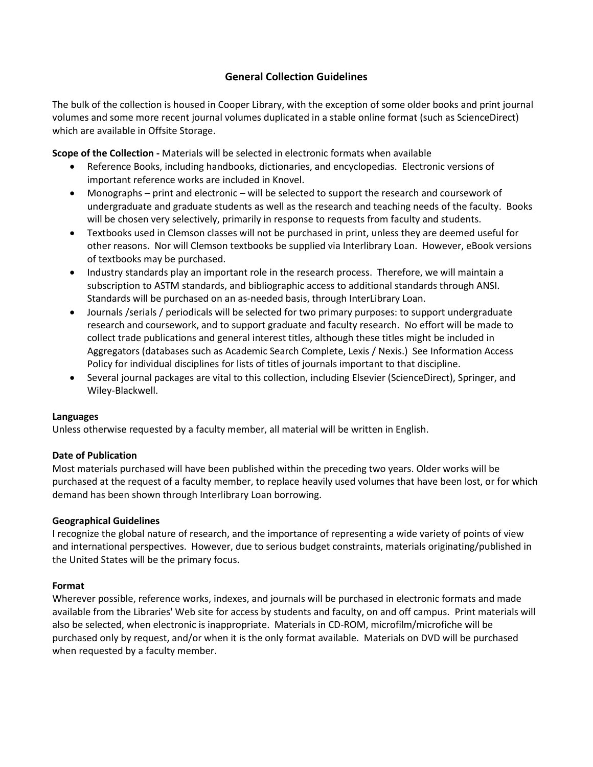## General Collection Guidelines

The bulk of the collection is housed in Cooper Library, with the exception of some older books and print journal volumes and some more recent journal volumes duplicated in a stable online format (such as ScienceDirect) which are available in Offsite Storage.

**Scope of the Collection -** Materials will be selected in electronic formats when available

- Reference Books, including handbooks, dictionaries, and encyclopedias. Electronic versions of important reference works are included in Knovel.
- Monographs – print and electronic – will be selected to support the research and coursework of undergraduate and graduate students as well as the research and teaching needs of the faculty. Books will be chosen very selectively, primarily in response to requests from faculty and students.
- Textbooks used in Clemson classes will not be purchased in print, unless they are deemed useful for other reasons. Nor will Clemson textbooks be supplied via Interlibrary Loan. However, eBook versions of textbooks may be purchased.
- Industry standards play an important role in the research process. Therefore, we will maintain a subscription to ASTM standards, and bibliographic access to additional standards through ANSI. Standards will be purchased on an as-needed basis, through InterLibrary Loan.
- Journals /serials / periodicals will be selected for two primary purposes: to support undergraduate research and coursework, and to support graduate and faculty research. No effort will be made to collect trade publications and general interest titles, although these titles might be included in Aggregators (databases such as Academic Search Complete, Lexis / Nexis.) See Information Access Policy for individual disciplines for lists of titles of journals important to that discipline.
- Several journal packages are vital to this collection, including Elsevier (ScienceDirect), Springer, and Wiley-Blackwell.

**Languages**

Unless otherwise requested by a faculty member, all material will be written in English.

**Date of Publication**

Most materials purchased will have been published within the preceding two years. Older works will be purchased at the request of a faculty member, to replace heavily used volumes that have been lost, or for which demand has been shown through Interlibrary Loan borrowing.

**Geographical Guidelines**

I recognize the global nature of research, and the importance of representing a wide variety of points of view and international perspectives. However, due to serious budget constraints, materials originating/published in the United States will be the primary focus.

**Format**

Wherever possible, reference works, indexes, and journals will be purchased in electronic formats and made available from the Libraries' Web site for access by students and faculty, on and off campus. Print materials will also be selected, when electronic is inappropriate. Materials in CD-ROM, microfilm/microfiche will be purchased only by request, and/or when it is the only format available. Materials on DVD will be purchased when requested by a faculty member.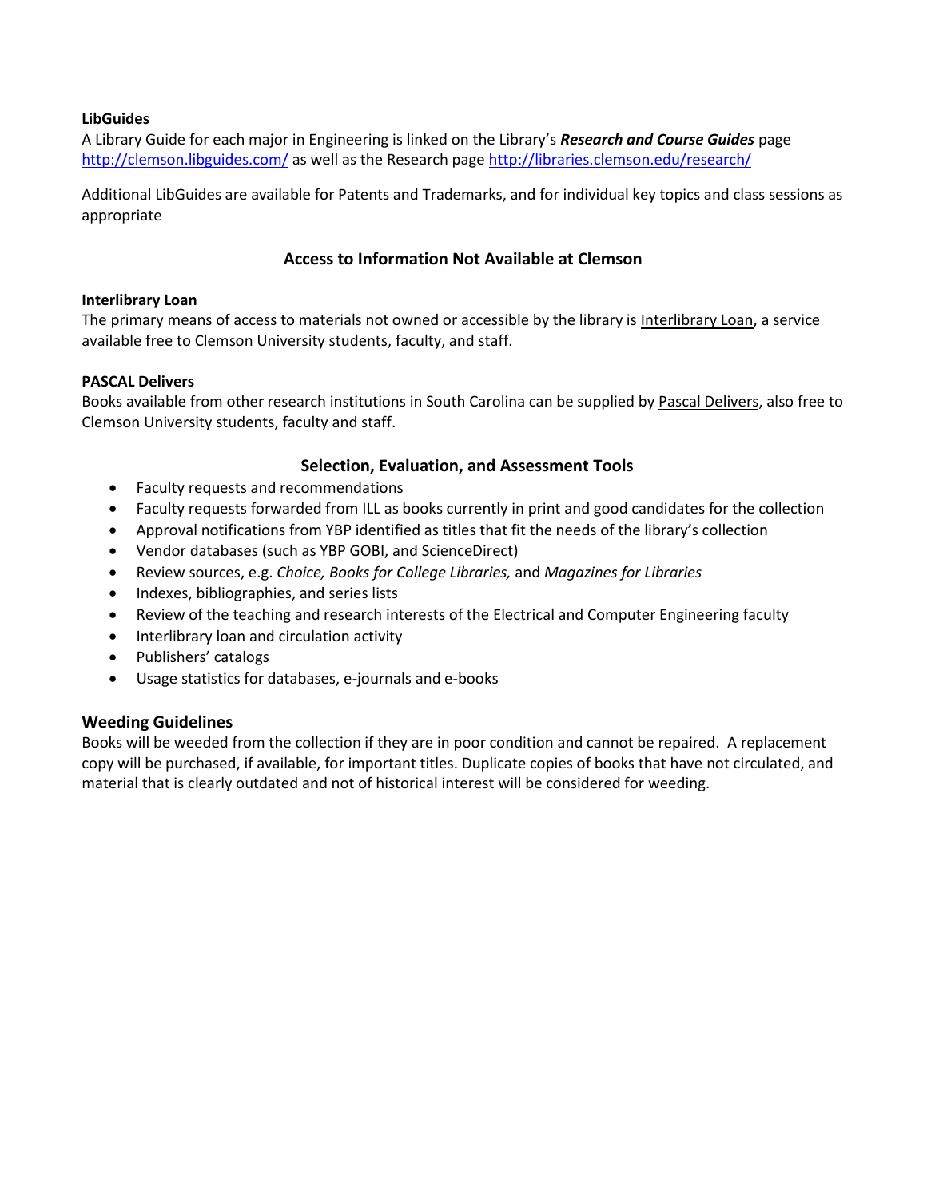**LibGuides**

A Library Guide for each major in Engineering is linked on the Library's ***Research and Course Guides*** page http://clemson.libguides.com/ as well as the Research page http://libraries.clemson.edu/research/

Additional LibGuides are available for Patents and Trademarks, and for individual key topics and class sessions as appropriate

## Access to Information Not Available at Clemson

**Interlibrary Loan**

The primary means of access to materials not owned or accessible by the library is Interlibrary Loan, a service available free to Clemson University students, faculty, and staff.

**PASCAL Delivers**

Books available from other research institutions in South Carolina can be supplied by Pascal Delivers, also free to Clemson University students, faculty and staff.

## Selection, Evaluation, and Assessment Tools

- Faculty requests and recommendations
- Faculty requests forwarded from ILL as books currently in print and good candidates for the collection
- Approval notifications from YBP identified as titles that fit the needs of the library's collection
- Vendor databases (such as YBP GOBI, and ScienceDirect)
- Review sources, e.g. *Choice, Books for College Libraries,* and *Magazines for Libraries*
- Indexes, bibliographies, and series lists
- Review of the teaching and research interests of the Electrical and Computer Engineering faculty
- Interlibrary loan and circulation activity
- Publishers' catalogs
- Usage statistics for databases, e-journals and e-books

### Weeding Guidelines

Books will be weeded from the collection if they are in poor condition and cannot be repaired. A replacement copy will be purchased, if available, for important titles. Duplicate copies of books that have not circulated, and material that is clearly outdated and not of historical interest will be considered for weeding.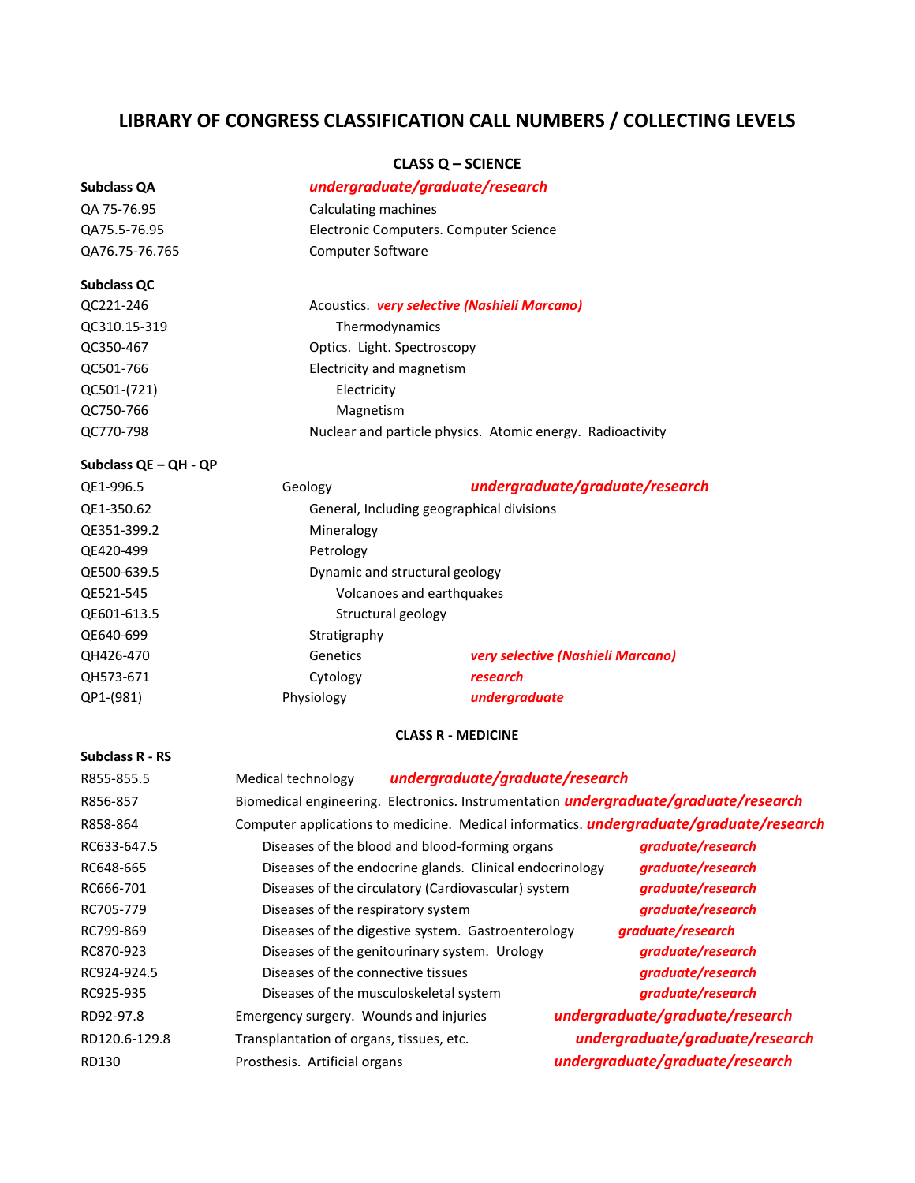# LIBRARY OF CONGRESS CLASSIFICATION CALL NUMBERS / COLLECTING LEVELS

## CLASS Q – SCIENCE

| | | |
|---|---|---|
| **Subclass QA** | ***undergraduate/graduate/research*** | |
| QA 75-76.95 | Calculating machines | |
| QA75.5-76.95 | Electronic Computers. Computer Science | |
| QA76.75-76.765 | Computer Software | |
| **Subclass QC** | | |
| QC221-246 | Acoustics. ***very selective (Nashieli Marcano)*** | |
| QC310.15-319 | Thermodynamics | |
| QC350-467 | Optics. Light. Spectroscopy | |
| QC501-766 | Electricity and magnetism | |
| QC501-(721) | Electricity | |
| QC750-766 | Magnetism | |
| QC770-798 | Nuclear and particle physics. Atomic energy. Radioactivity | |
| **Subclass QE – QH - QP** | | |
| QE1-996.5 | Geology | ***undergraduate/graduate/research*** |
| QE1-350.62 | General, Including geographical divisions | |
| QE351-399.2 | Mineralogy | |
| QE420-499 | Petrology | |
| QE500-639.5 | Dynamic and structural geology | |
| QE521-545 | Volcanoes and earthquakes | |
| QE601-613.5 | Structural geology | |
| QE640-699 | Stratigraphy | |
| QH426-470 | Genetics | ***very selective (Nashieli Marcano)*** |
| QH573-671 | Cytology | ***research*** |
| QP1-(981) | Physiology | ***undergraduate*** |

## CLASS R - MEDICINE

| | | |
|---|---|---|
| **Subclass R - RS** | | |
| R855-855.5 | Medical technology | ***undergraduate/graduate/research*** |
| R856-857 | Biomedical engineering. Electronics. Instrumentation | ***undergraduate/graduate/research*** |
| R858-864 | Computer applications to medicine. Medical informatics. | ***undergraduate/graduate/research*** |
| RC633-647.5 | Diseases of the blood and blood-forming organs | ***graduate/research*** |
| RC648-665 | Diseases of the endocrine glands. Clinical endocrinology | ***graduate/research*** |
| RC666-701 | Diseases of the circulatory (Cardiovascular) system | ***graduate/research*** |
| RC705-779 | Diseases of the respiratory system | ***graduate/research*** |
| RC799-869 | Diseases of the digestive system. Gastroenterology | ***graduate/research*** |
| RC870-923 | Diseases of the genitourinary system. Urology | ***graduate/research*** |
| RC924-924.5 | Diseases of the connective tissues | ***graduate/research*** |
| RC925-935 | Diseases of the musculoskeletal system | ***graduate/research*** |
| RD92-97.8 | Emergency surgery. Wounds and injuries | ***undergraduate/graduate/research*** |
| RD120.6-129.8 | Transplantation of organs, tissues, etc. | ***undergraduate/graduate/research*** |
| RD130 | Prosthesis. Artificial organs | ***undergraduate/graduate/research*** |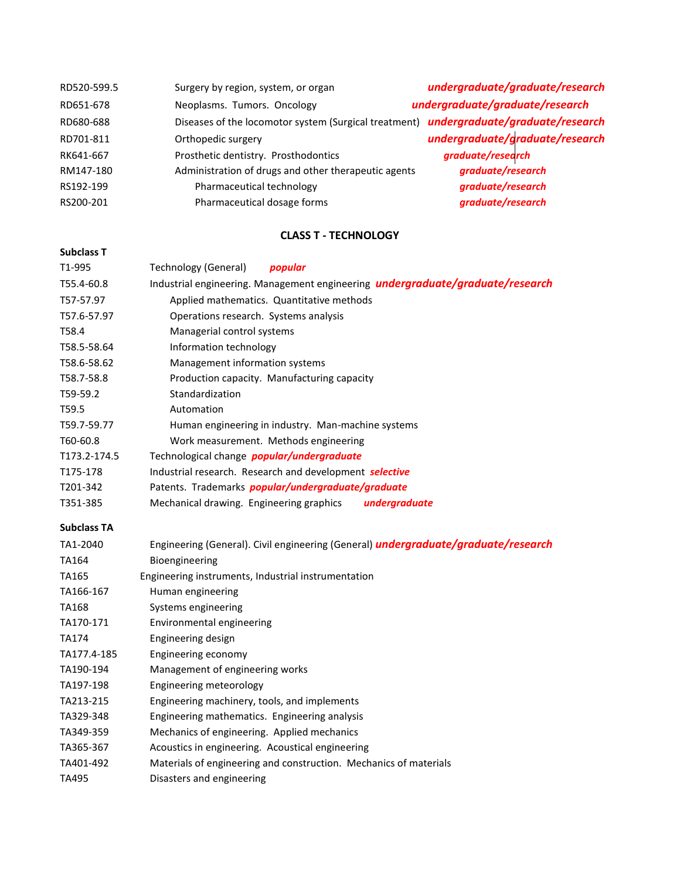| | | |
|---|---|---|
| RD520-599.5 | Surgery by region, system, or organ | ***undergraduate/graduate/research*** |
| RD651-678 | Neoplasms. Tumors. Oncology | ***undergraduate/graduate/research*** |
| RD680-688 | Diseases of the locomotor system (Surgical treatment) | ***undergraduate/graduate/research*** |
| RD701-811 | Orthopedic surgery | ***undergraduate/graduate/research*** |
| RK641-667 | Prosthetic dentistry. Prosthodontics | ***graduate/research*** |
| RM147-180 | Administration of drugs and other therapeutic agents | ***graduate/research*** |
| RS192-199 | Pharmaceutical technology | ***graduate/research*** |
| RS200-201 | Pharmaceutical dosage forms | ***graduate/research*** |

## CLASS T - TECHNOLOGY

**Subclass T**

| | | |
|---|---|---|
| T1-995 | Technology (General) | ***popular*** |
| T55.4-60.8 | Industrial engineering. Management engineering | ***undergraduate/graduate/research*** |
| T57-57.97 | Applied mathematics. Quantitative methods | |
| T57.6-57.97 | Operations research. Systems analysis | |
| T58.4 | Managerial control systems | |
| T58.5-58.64 | Information technology | |
| T58.6-58.62 | Management information systems | |
| T58.7-58.8 | Production capacity. Manufacturing capacity | |
| T59-59.2 | Standardization | |
| T59.5 | Automation | |
| T59.7-59.77 | Human engineering in industry. Man-machine systems | |
| T60-60.8 | Work measurement. Methods engineering | |
| T173.2-174.5 | Technological change | ***popular/undergraduate*** |
| T175-178 | Industrial research. Research and development | ***selective*** |
| T201-342 | Patents. Trademarks | ***popular/undergraduate/graduate*** |
| T351-385 | Mechanical drawing. Engineering graphics | ***undergraduate*** |

**Subclass TA**

| | | |
|---|---|---|
| TA1-2040 | Engineering (General). Civil engineering (General) | ***undergraduate/graduate/research*** |
| TA164 | Bioengineering | |
| TA165 | Engineering instruments, Industrial instrumentation | |
| TA166-167 | Human engineering | |
| TA168 | Systems engineering | |
| TA170-171 | Environmental engineering | |
| TA174 | Engineering design | |
| TA177.4-185 | Engineering economy | |
| TA190-194 | Management of engineering works | |
| TA197-198 | Engineering meteorology | |
| TA213-215 | Engineering machinery, tools, and implements | |
| TA329-348 | Engineering mathematics. Engineering analysis | |
| TA349-359 | Mechanics of engineering. Applied mechanics | |
| TA365-367 | Acoustics in engineering. Acoustical engineering | |
| TA401-492 | Materials of engineering and construction. Mechanics of materials | |
| TA495 | Disasters and engineering | |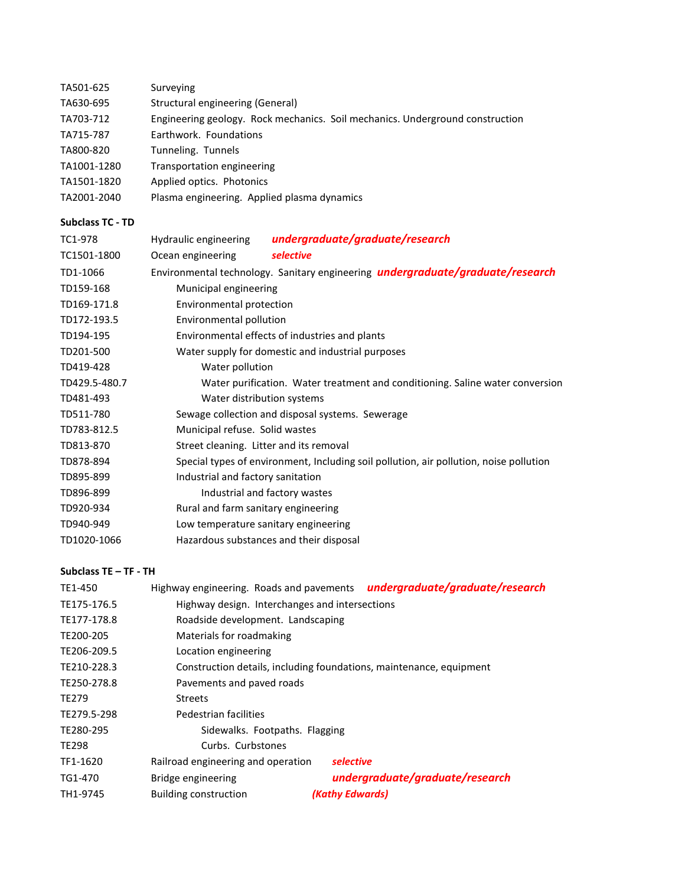TA501-625 Surveying
TA630-695 Structural engineering (General)
TA703-712 Engineering geology. Rock mechanics. Soil mechanics. Underground construction
TA715-787 Earthwork. Foundations
TA800-820 Tunneling. Tunnels
TA1001-1280 Transportation engineering
TA1501-1820 Applied optics. Photonics
TA2001-2040 Plasma engineering. Applied plasma dynamics

**Subclass TC - TD**

TC1-978 Hydraulic engineering ***undergraduate/graduate/research***
TC1501-1800 Ocean engineering ***selective***
TD1-1066 Environmental technology. Sanitary engineering ***undergraduate/graduate/research***
TD159-168 Municipal engineering
TD169-171.8 Environmental protection
TD172-193.5 Environmental pollution
TD194-195 Environmental effects of industries and plants
TD201-500 Water supply for domestic and industrial purposes
TD419-428 Water pollution
TD429.5-480.7 Water purification. Water treatment and conditioning. Saline water conversion
TD481-493 Water distribution systems
TD511-780 Sewage collection and disposal systems. Sewerage
TD783-812.5 Municipal refuse. Solid wastes
TD813-870 Street cleaning. Litter and its removal
TD878-894 Special types of environment, Including soil pollution, air pollution, noise pollution
TD895-899 Industrial and factory sanitation
TD896-899 Industrial and factory wastes
TD920-934 Rural and farm sanitary engineering
TD940-949 Low temperature sanitary engineering
TD1020-1066 Hazardous substances and their disposal

**Subclass TE – TF - TH**

TE1-450 Highway engineering. Roads and pavements ***undergraduate/graduate/research***
TE175-176.5 Highway design. Interchanges and intersections
TE177-178.8 Roadside development. Landscaping
TE200-205 Materials for roadmaking
TE206-209.5 Location engineering
TE210-228.3 Construction details, including foundations, maintenance, equipment
TE250-278.8 Pavements and paved roads
TE279 Streets
TE279.5-298 Pedestrian facilities
TE280-295 Sidewalks. Footpaths. Flagging
TE298 Curbs. Curbstones
TF1-1620 Railroad engineering and operation ***selective***
TG1-470 Bridge engineering ***undergraduate/graduate/research***
TH1-9745 Building construction ***(Kathy Edwards)***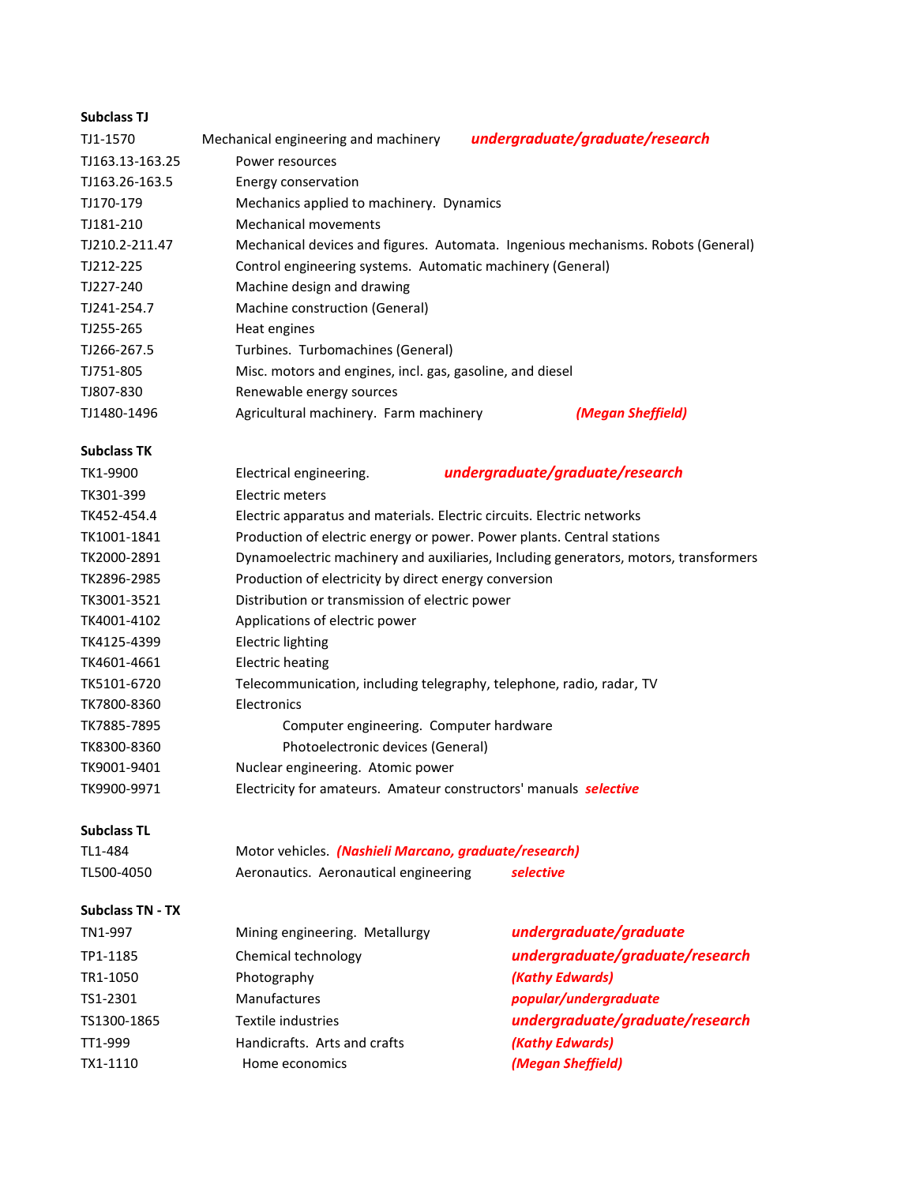**Subclass TJ**

| | | |
|---|---|---|
| TJ1-1570 | Mechanical engineering and machinery | ***undergraduate/graduate/research*** |
| TJ163.13-163.25 | Power resources | |
| TJ163.26-163.5 | Energy conservation | |
| TJ170-179 | Mechanics applied to machinery. Dynamics | |
| TJ181-210 | Mechanical movements | |
| TJ210.2-211.47 | Mechanical devices and figures. Automata. Ingenious mechanisms. Robots (General) | |
| TJ212-225 | Control engineering systems. Automatic machinery (General) | |
| TJ227-240 | Machine design and drawing | |
| TJ241-254.7 | Machine construction (General) | |
| TJ255-265 | Heat engines | |
| TJ266-267.5 | Turbines. Turbomachines (General) | |
| TJ751-805 | Misc. motors and engines, incl. gas, gasoline, and diesel | |
| TJ807-830 | Renewable energy sources | |
| TJ1480-1496 | Agricultural machinery. Farm machinery | ***(Megan Sheffield)*** |

**Subclass TK**

| | | |
|---|---|---|
| TK1-9900 | Electrical engineering. | ***undergraduate/graduate/research*** |
| TK301-399 | Electric meters | |
| TK452-454.4 | Electric apparatus and materials. Electric circuits. Electric networks | |
| TK1001-1841 | Production of electric energy or power. Power plants. Central stations | |
| TK2000-2891 | Dynamoelectric machinery and auxiliaries, Including generators, motors, transformers | |
| TK2896-2985 | Production of electricity by direct energy conversion | |
| TK3001-3521 | Distribution or transmission of electric power | |
| TK4001-4102 | Applications of electric power | |
| TK4125-4399 | Electric lighting | |
| TK4601-4661 | Electric heating | |
| TK5101-6720 | Telecommunication, including telegraphy, telephone, radio, radar, TV | |
| TK7800-8360 | Electronics | |
| TK7885-7895 | Computer engineering. Computer hardware | |
| TK8300-8360 | Photoelectronic devices (General) | |
| TK9001-9401 | Nuclear engineering. Atomic power | |
| TK9900-9971 | Electricity for amateurs. Amateur constructors' manuals | ***selective*** |

**Subclass TL**

| | | |
|---|---|---|
| TL1-484 | Motor vehicles. | ***(Nashieli Marcano, graduate/research)*** |
| TL500-4050 | Aeronautics. Aeronautical engineering | ***selective*** |

**Subclass TN - TX**

| | | |
|---|---|---|
| TN1-997 | Mining engineering. Metallurgy | ***undergraduate/graduate*** |
| TP1-1185 | Chemical technology | ***undergraduate/graduate/research*** |
| TR1-1050 | Photography | ***(Kathy Edwards)*** |
| TS1-2301 | Manufactures | ***popular/undergraduate*** |
| TS1300-1865 | Textile industries | ***undergraduate/graduate/research*** |
| TT1-999 | Handicrafts. Arts and crafts | ***(Kathy Edwards)*** |
| TX1-1110 | Home economics | ***(Megan Sheffield)*** |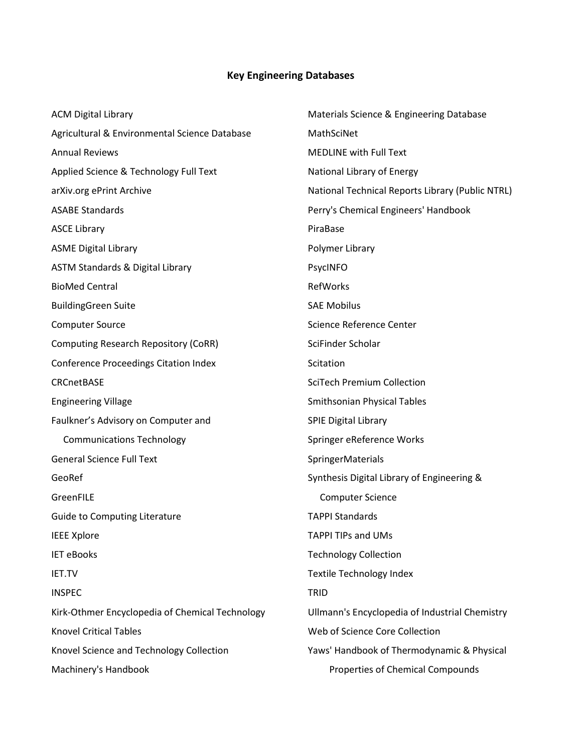## Key Engineering Databases

ACM Digital Library

Agricultural & Environmental Science Database

Annual Reviews

Applied Science & Technology Full Text

arXiv.org ePrint Archive

ASABE Standards

ASCE Library

ASME Digital Library

ASTM Standards & Digital Library

BioMed Central

BuildingGreen Suite

Computer Source

Computing Research Repository (CoRR)

Conference Proceedings Citation Index

CRCnetBASE

Engineering Village

Faulkner's Advisory on Computer and Communications Technology

General Science Full Text

GeoRef

GreenFILE

Guide to Computing Literature

IEEE Xplore

IET eBooks

IET.TV

INSPEC

Kirk-Othmer Encyclopedia of Chemical Technology

Knovel Critical Tables

Knovel Science and Technology Collection

Machinery's Handbook

Materials Science & Engineering Database

MathSciNet

MEDLINE with Full Text

National Library of Energy

National Technical Reports Library (Public NTRL)

Perry's Chemical Engineers' Handbook

PiraBase

Polymer Library

PsycINFO

RefWorks

SAE Mobilus

Science Reference Center

SciFinder Scholar

Scitation

SciTech Premium Collection

Smithsonian Physical Tables

SPIE Digital Library

Springer eReference Works

SpringerMaterials

Synthesis Digital Library of Engineering & Computer Science

TAPPI Standards

TAPPI TIPs and UMs

Technology Collection

Textile Technology Index

TRID

Ullmann's Encyclopedia of Industrial Chemistry

Web of Science Core Collection

Yaws' Handbook of Thermodynamic & Physical Properties of Chemical Compounds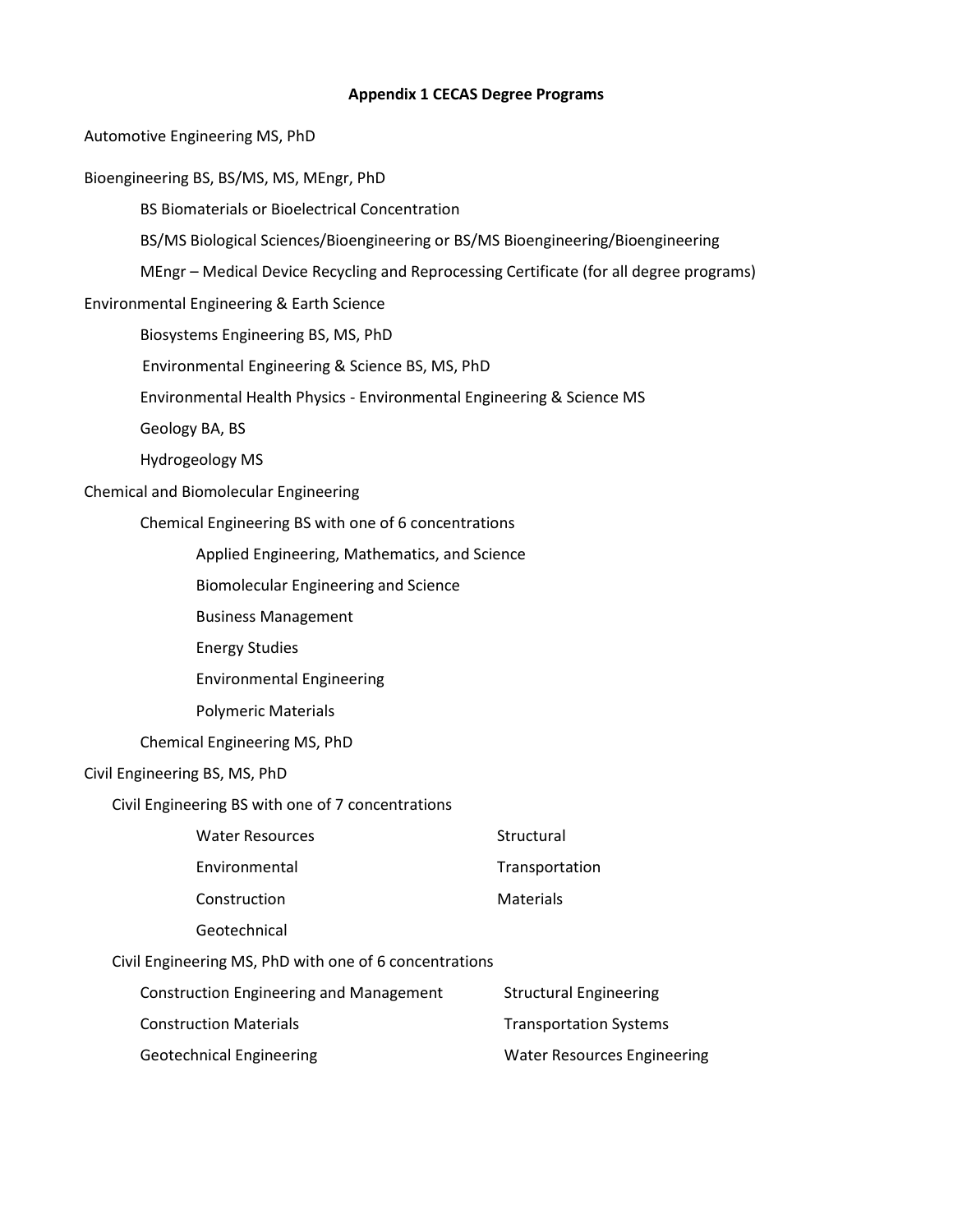## Appendix 1 CECAS Degree Programs

Automotive Engineering MS, PhD

Bioengineering BS, BS/MS, MS, MEngr, PhD

- BS Biomaterials or Bioelectrical Concentration
- BS/MS Biological Sciences/Bioengineering or BS/MS Bioengineering/Bioengineering
- MEngr – Medical Device Recycling and Reprocessing Certificate (for all degree programs)

Environmental Engineering & Earth Science

- Biosystems Engineering BS, MS, PhD
- Environmental Engineering & Science BS, MS, PhD
- Environmental Health Physics - Environmental Engineering & Science MS
- Geology BA, BS
- Hydrogeology MS

Chemical and Biomolecular Engineering

- Chemical Engineering BS with one of 6 concentrations
  - Applied Engineering, Mathematics, and Science
  - Biomolecular Engineering and Science
  - Business Management
  - Energy Studies
  - Environmental Engineering
  - Polymeric Materials
- Chemical Engineering MS, PhD

Civil Engineering BS, MS, PhD

- Civil Engineering BS with one of 7 concentrations
  - Water Resources
  - Environmental
  - Construction
  - Geotechnical
  - Structural
  - Transportation
  - Materials
- Civil Engineering MS, PhD with one of 6 concentrations
  - Construction Engineering and Management
  - Construction Materials
  - Geotechnical Engineering
  - Structural Engineering
  - Transportation Systems
  - Water Resources Engineering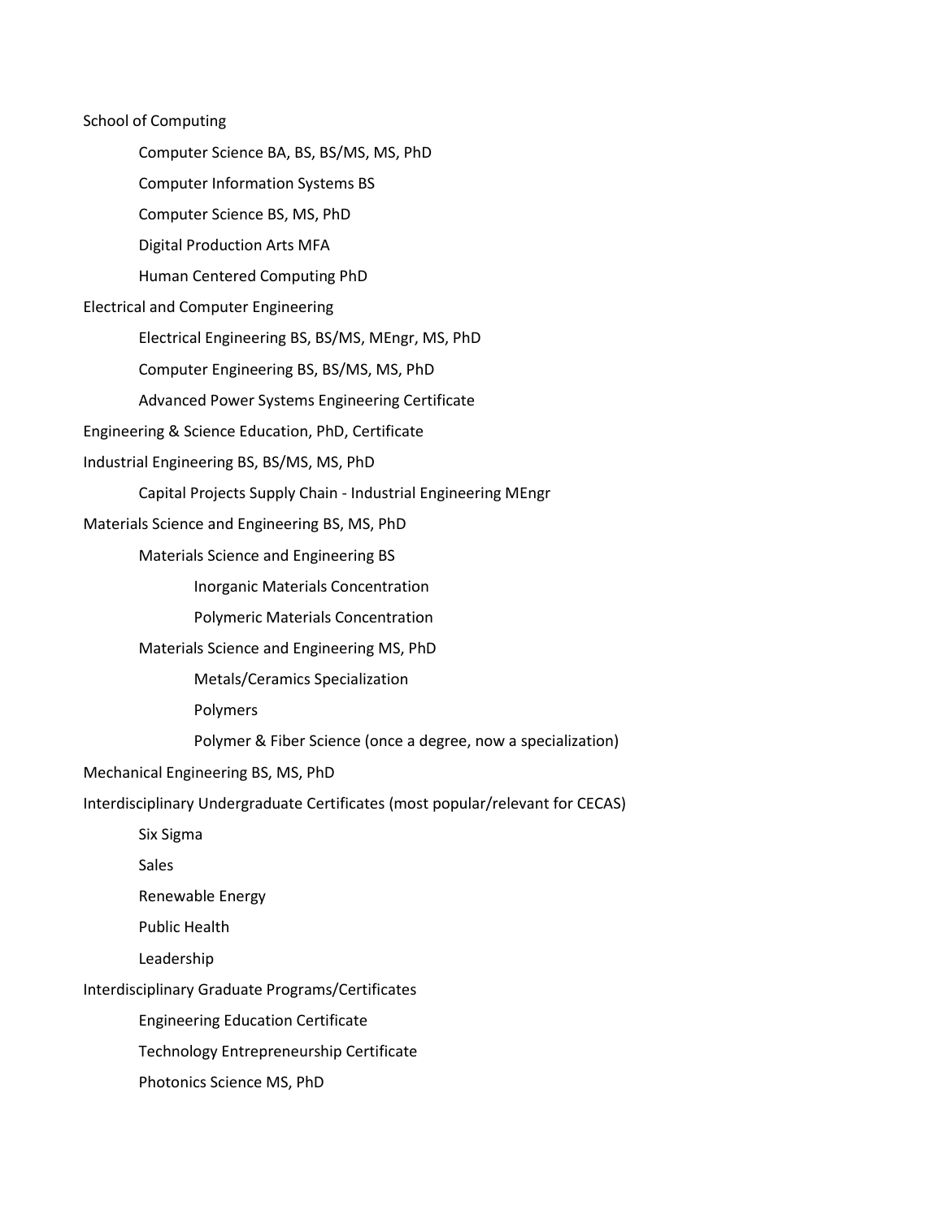- School of Computing
    - Computer Science BA, BS, BS/MS, MS, PhD
    - Computer Information Systems BS
    - Computer Science BS, MS, PhD
    - Digital Production Arts MFA
    - Human Centered Computing PhD
- Electrical and Computer Engineering
    - Electrical Engineering BS, BS/MS, MEngr, MS, PhD
    - Computer Engineering BS, BS/MS, MS, PhD
    - Advanced Power Systems Engineering Certificate
- Engineering & Science Education, PhD, Certificate
- Industrial Engineering BS, BS/MS, MS, PhD
    - Capital Projects Supply Chain - Industrial Engineering MEngr
- Materials Science and Engineering BS, MS, PhD
    - Materials Science and Engineering BS
        - Inorganic Materials Concentration
        - Polymeric Materials Concentration
    - Materials Science and Engineering MS, PhD
        - Metals/Ceramics Specialization
        - Polymers
        - Polymer & Fiber Science (once a degree, now a specialization)
- Mechanical Engineering BS, MS, PhD
- Interdisciplinary Undergraduate Certificates (most popular/relevant for CECAS)
    - Six Sigma
    - Sales
    - Renewable Energy
    - Public Health
    - Leadership
- Interdisciplinary Graduate Programs/Certificates
    - Engineering Education Certificate
    - Technology Entrepreneurship Certificate
    - Photonics Science MS, PhD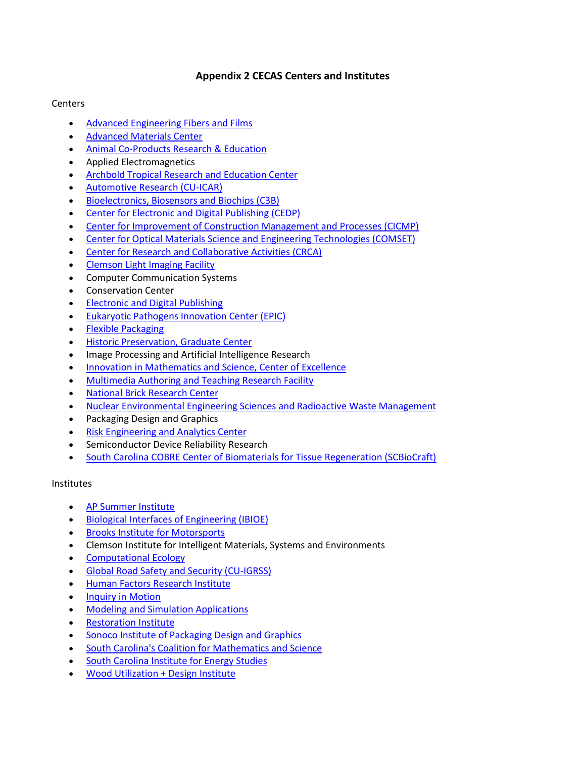## Appendix 2 CECAS Centers and Institutes

Centers

- Advanced Engineering Fibers and Films
- Advanced Materials Center
- Animal Co-Products Research & Education
- Applied Electromagnetics
- Archbold Tropical Research and Education Center
- Automotive Research (CU-ICAR)
- Bioelectronics, Biosensors and Biochips (C3B)
- Center for Electronic and Digital Publishing (CEDP)
- Center for Improvement of Construction Management and Processes (CICMP)
- Center for Optical Materials Science and Engineering Technologies (COMSET)
- Center for Research and Collaborative Activities (CRCA)
- Clemson Light Imaging Facility
- Computer Communication Systems
- Conservation Center
- Electronic and Digital Publishing
- Eukaryotic Pathogens Innovation Center (EPIC)
- Flexible Packaging
- Historic Preservation, Graduate Center
- Image Processing and Artificial Intelligence Research
- Innovation in Mathematics and Science, Center of Excellence
- Multimedia Authoring and Teaching Research Facility
- National Brick Research Center
- Nuclear Environmental Engineering Sciences and Radioactive Waste Management
- Packaging Design and Graphics
- Risk Engineering and Analytics Center
- Semiconductor Device Reliability Research
- South Carolina COBRE Center of Biomaterials for Tissue Regeneration (SCBioCraft)

Institutes

- AP Summer Institute
- Biological Interfaces of Engineering (IBIOE)
- Brooks Institute for Motorsports
- Clemson Institute for Intelligent Materials, Systems and Environments
- Computational Ecology
- Global Road Safety and Security (CU-IGRSS)
- Human Factors Research Institute
- Inquiry in Motion
- Modeling and Simulation Applications
- Restoration Institute
- Sonoco Institute of Packaging Design and Graphics
- South Carolina's Coalition for Mathematics and Science
- South Carolina Institute for Energy Studies
- Wood Utilization + Design Institute